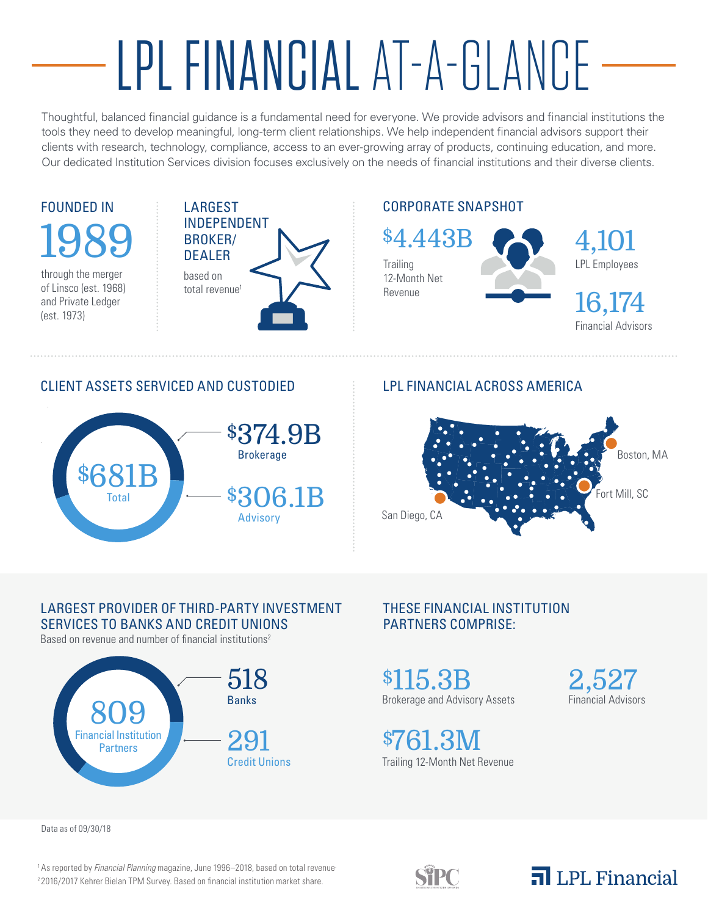# LPL FINANCIAL AT-A-GLANCE

Thoughtful, balanced financial guidance is a fundamental need for everyone. We provide advisors and financial institutions the tools they need to develop meaningful, long-term client relationships. We help independent financial advisors support their clients with research, technology, compliance, access to an ever-growing array of products, continuing education, and more. Our dedicated Institution Services division focuses exclusively on the needs of financial institutions and their diverse clients.

## FOUNDED IN

**1989**

through the merger of Linsco (est. 1968) and Private Ledger (est. 1973)

## LARGEST INDEPENDENT BROKER/ DEALER

based on total revenue[1]

## CORPORATE SNAPSHOT

**$4.443B**
Trailing 12-Month Net Revenue

**4,101**
LPL Employees

**16,174**
Financial Advisors

## CLIENT ASSETS SERVICED AND CUSTODIED

**$681B** Total

**$374.9B** Brokerage

**$306.1B** Advisory

## LPL FINANCIAL ACROSS AMERICA

Boston, MA

Fort Mill, SC

San Diego, CA

## LARGEST PROVIDER OF THIRD-PARTY INVESTMENT SERVICES TO BANKS AND CREDIT UNIONS

Based on revenue and number of financial institutions[2]

**809** Financial Institution Partners

**518** Banks

**291** Credit Unions

## THESE FINANCIAL INSTITUTION PARTNERS COMPRISE:

**$115.3B**
Brokerage and Advisory Assets

**2,527**
Financial Advisors

**$761.3M**
Trailing 12-Month Net Revenue

Data as of 09/30/18

[1] As reported by *Financial Planning* magazine, June 1996–2018, based on total revenue.
[2] 2016/2017 Kehrer Bielan TPM Survey. Based on financial institution market share.

SIPC

LPL Financial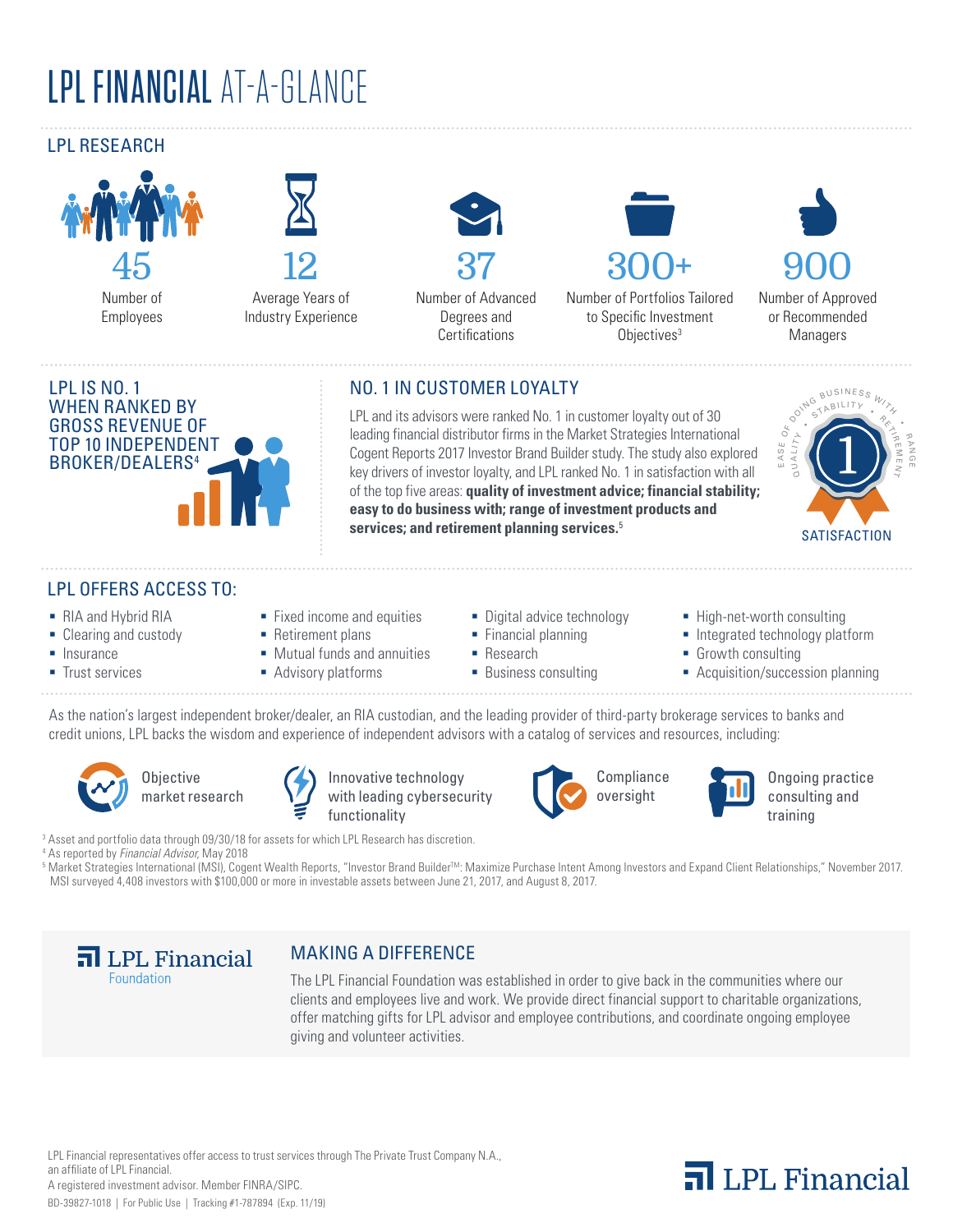# LPL FINANCIAL AT-A-GLANCE

## LPL RESEARCH

**45**
Number of Employees

**12**
Average Years of Industry Experience

**37**
Number of Advanced Degrees and Certifications

**300+**
Number of Portfolios Tailored to Specific Investment Objectives[3]

**900**
Number of Approved or Recommended Managers

## LPL IS NO. 1 WHEN RANKED BY GROSS REVENUE OF TOP 10 INDEPENDENT BROKER/DEALERS[4]

## NO. 1 IN CUSTOMER LOYALTY

LPL and its advisors were ranked No. 1 in customer loyalty out of 30 leading financial distributor firms in the Market Strategies International Cogent Reports 2017 Investor Brand Builder study. The study also explored key drivers of investor loyalty, and LPL ranked No. 1 in satisfaction with all of the top five areas: **quality of investment advice; financial stability; easy to do business with; range of investment products and services; and retirement planning services.**[5]

BUSINESS WITH · RETIREMENT · RANGE · STABILITY · EASE OF DOING · QUALITY
1
SATISFACTION

## LPL OFFERS ACCESS TO:

- RIA and Hybrid RIA
- Clearing and custody
- Insurance
- Trust services
- Fixed income and equities
- Retirement plans
- Mutual funds and annuities
- Advisory platforms
- Digital advice technology
- Financial planning
- Research
- Business consulting
- High-net-worth consulting
- Integrated technology platform
- Growth consulting
- Acquisition/succession planning

As the nation's largest independent broker/dealer, an RIA custodian, and the leading provider of third-party brokerage services to banks and credit unions, LPL backs the wisdom and experience of independent advisors with a catalog of services and resources, including:

- Objective market research
- Innovative technology with leading cybersecurity functionality
- Compliance oversight
- Ongoing practice consulting and training

[3] Asset and portfolio data through 09/30/18 for assets for which LPL Research has discretion.
[4] As reported by *Financial Advisor,* May 2018
[5] Market Strategies International (MSI), Cogent Wealth Reports, "Investor Brand Builder™: Maximize Purchase Intent Among Investors and Expand Client Relationships," November 2017. MSI surveyed 4,408 investors with $100,000 or more in investable assets between June 21, 2017, and August 8, 2017.

LPL Financial Foundation

## MAKING A DIFFERENCE

The LPL Financial Foundation was established in order to give back in the communities where our clients and employees live and work. We provide direct financial support to charitable organizations, offer matching gifts for LPL advisor and employee contributions, and coordinate ongoing employee giving and volunteer activities.

LPL Financial representatives offer access to trust services through The Private Trust Company N.A., an affiliate of LPL Financial.
A registered investment advisor. Member FINRA/SIPC.
BD-39827-1018 | For Public Use | Tracking #1-787894 (Exp. 11/19)

LPL Financial